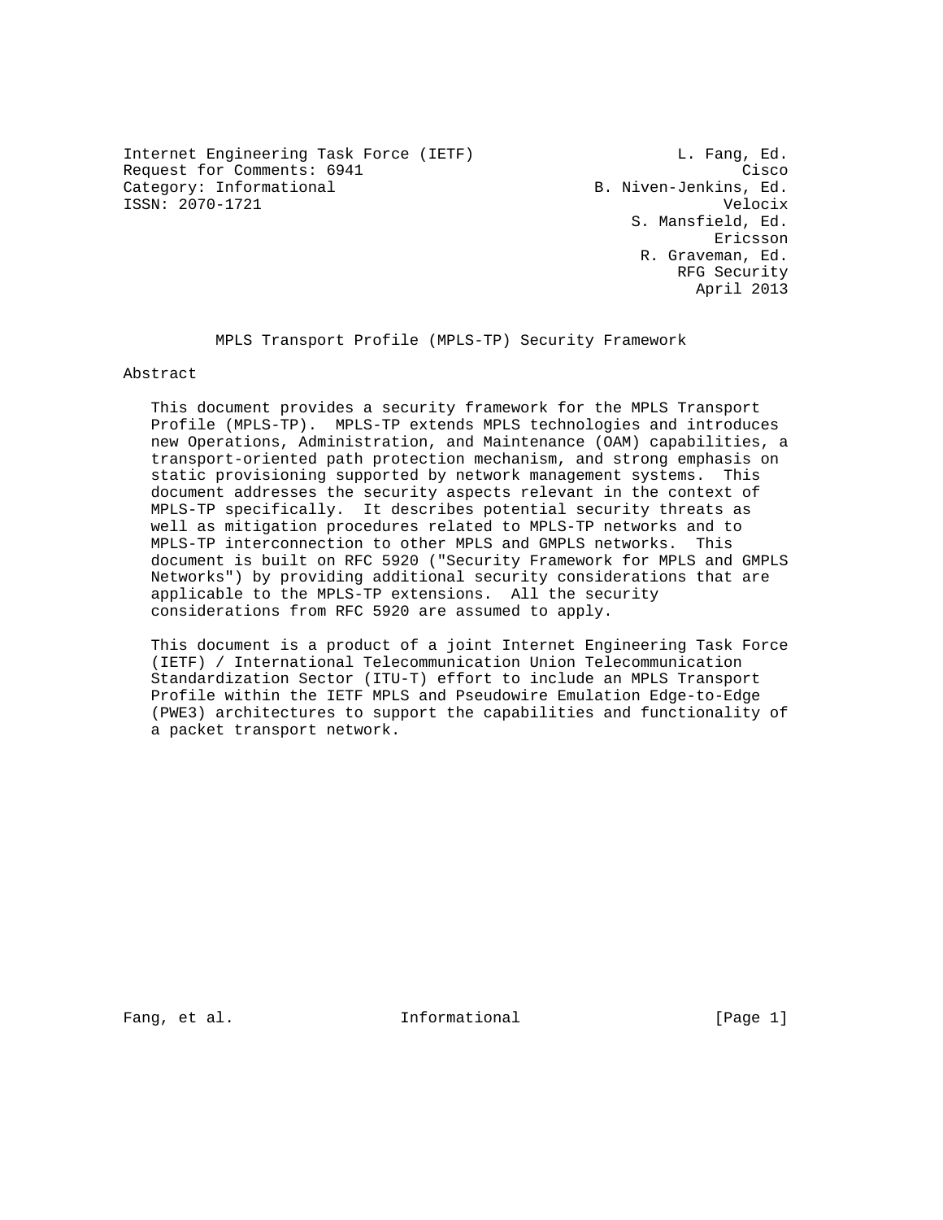Internet Engineering Task Force (IETF) L. Fang, Ed.
Request for Comments: 6941 Cisco
Category: Informational B. Niven-Jenkins, Ed.
ISSN: 2070-1721 Velocix
S. Mansfield, Ed.
Ericsson
R. Graveman, Ed.
RFG Security
April 2013

# MPLS Transport Profile (MPLS-TP) Security Framework

## Abstract

This document provides a security framework for the MPLS Transport Profile (MPLS-TP). MPLS-TP extends MPLS technologies and introduces new Operations, Administration, and Maintenance (OAM) capabilities, a transport-oriented path protection mechanism, and strong emphasis on static provisioning supported by network management systems. This document addresses the security aspects relevant in the context of MPLS-TP specifically. It describes potential security threats as well as mitigation procedures related to MPLS-TP networks and to MPLS-TP interconnection to other MPLS and GMPLS networks. This document is built on RFC 5920 ("Security Framework for MPLS and GMPLS Networks") by providing additional security considerations that are applicable to the MPLS-TP extensions. All the security considerations from RFC 5920 are assumed to apply.

This document is a product of a joint Internet Engineering Task Force (IETF) / International Telecommunication Union Telecommunication Standardization Sector (ITU-T) effort to include an MPLS Transport Profile within the IETF MPLS and Pseudowire Emulation Edge-to-Edge (PWE3) architectures to support the capabilities and functionality of a packet transport network.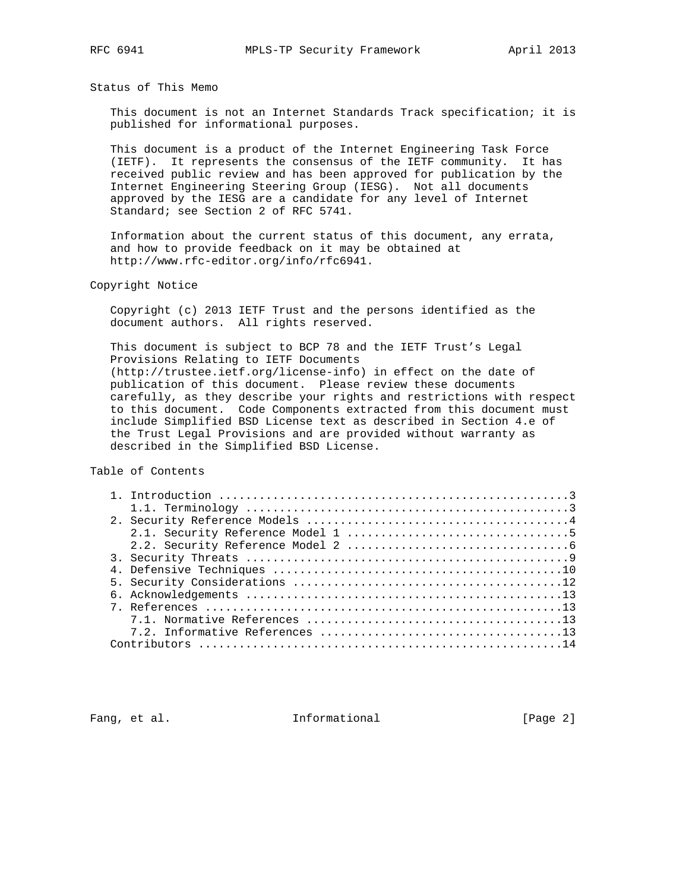## Status of This Memo

This document is not an Internet Standards Track specification; it is published for informational purposes.

This document is a product of the Internet Engineering Task Force (IETF). It represents the consensus of the IETF community. It has received public review and has been approved for publication by the Internet Engineering Steering Group (IESG). Not all documents approved by the IESG are a candidate for any level of Internet Standard; see Section 2 of RFC 5741.

Information about the current status of this document, any errata, and how to provide feedback on it may be obtained at http://www.rfc-editor.org/info/rfc6941.

## Copyright Notice

Copyright (c) 2013 IETF Trust and the persons identified as the document authors. All rights reserved.

This document is subject to BCP 78 and the IETF Trust's Legal Provisions Relating to IETF Documents (http://trustee.ietf.org/license-info) in effect on the date of publication of this document. Please review these documents carefully, as they describe your rights and restrictions with respect to this document. Code Components extracted from this document must include Simplified BSD License text as described in Section 4.e of the Trust Legal Provisions and are provided without warranty as described in the Simplified BSD License.

## Table of Contents

```
   1. Introduction ....................................................3
      1.1. Terminology ................................................3
   2. Security Reference Models .......................................4
      2.1. Security Reference Model 1 .................................5
      2.2. Security Reference Model 2 .................................6
   3. Security Threats ................................................9
   4. Defensive Techniques ...........................................10
   5. Security Considerations ........................................12
   6. Acknowledgements ...............................................13
   7. References .....................................................13
      7.1. Normative References ......................................13
      7.2. Informative References ....................................13
   Contributors ......................................................14
```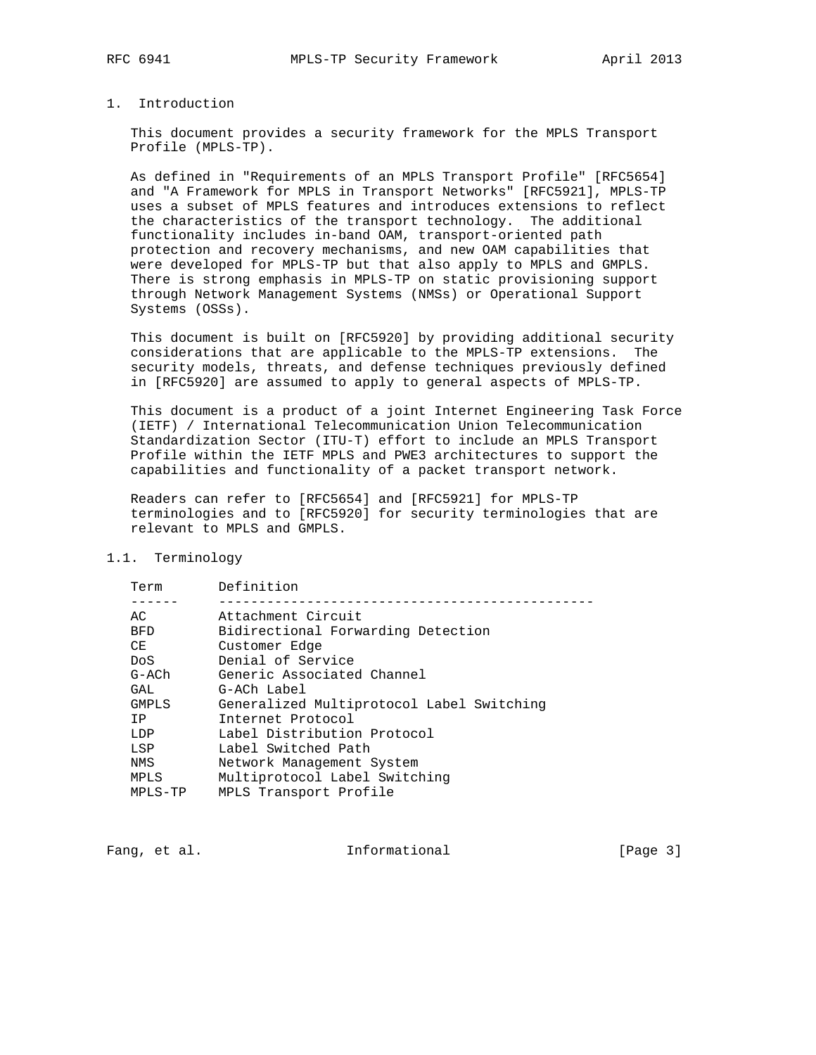# 1. Introduction

This document provides a security framework for the MPLS Transport Profile (MPLS-TP).

As defined in "Requirements of an MPLS Transport Profile" [RFC5654] and "A Framework for MPLS in Transport Networks" [RFC5921], MPLS-TP uses a subset of MPLS features and introduces extensions to reflect the characteristics of the transport technology. The additional functionality includes in-band OAM, transport-oriented path protection and recovery mechanisms, and new OAM capabilities that were developed for MPLS-TP but that also apply to MPLS and GMPLS. There is strong emphasis in MPLS-TP on static provisioning support through Network Management Systems (NMSs) or Operational Support Systems (OSSs).

This document is built on [RFC5920] by providing additional security considerations that are applicable to the MPLS-TP extensions. The security models, threats, and defense techniques previously defined in [RFC5920] are assumed to apply to general aspects of MPLS-TP.

This document is a product of a joint Internet Engineering Task Force (IETF) / International Telecommunication Union Telecommunication Standardization Sector (ITU-T) effort to include an MPLS Transport Profile within the IETF MPLS and PWE3 architectures to support the capabilities and functionality of a packet transport network.

Readers can refer to [RFC5654] and [RFC5921] for MPLS-TP terminologies and to [RFC5920] for security terminologies that are relevant to MPLS and GMPLS.

## 1.1. Terminology

| Term | Definition |
|---|---|
| AC | Attachment Circuit |
| BFD | Bidirectional Forwarding Detection |
| CE | Customer Edge |
| DoS | Denial of Service |
| G-ACh | Generic Associated Channel |
| GAL | G-ACh Label |
| GMPLS | Generalized Multiprotocol Label Switching |
| IP | Internet Protocol |
| LDP | Label Distribution Protocol |
| LSP | Label Switched Path |
| NMS | Network Management System |
| MPLS | Multiprotocol Label Switching |
| MPLS-TP | MPLS Transport Profile |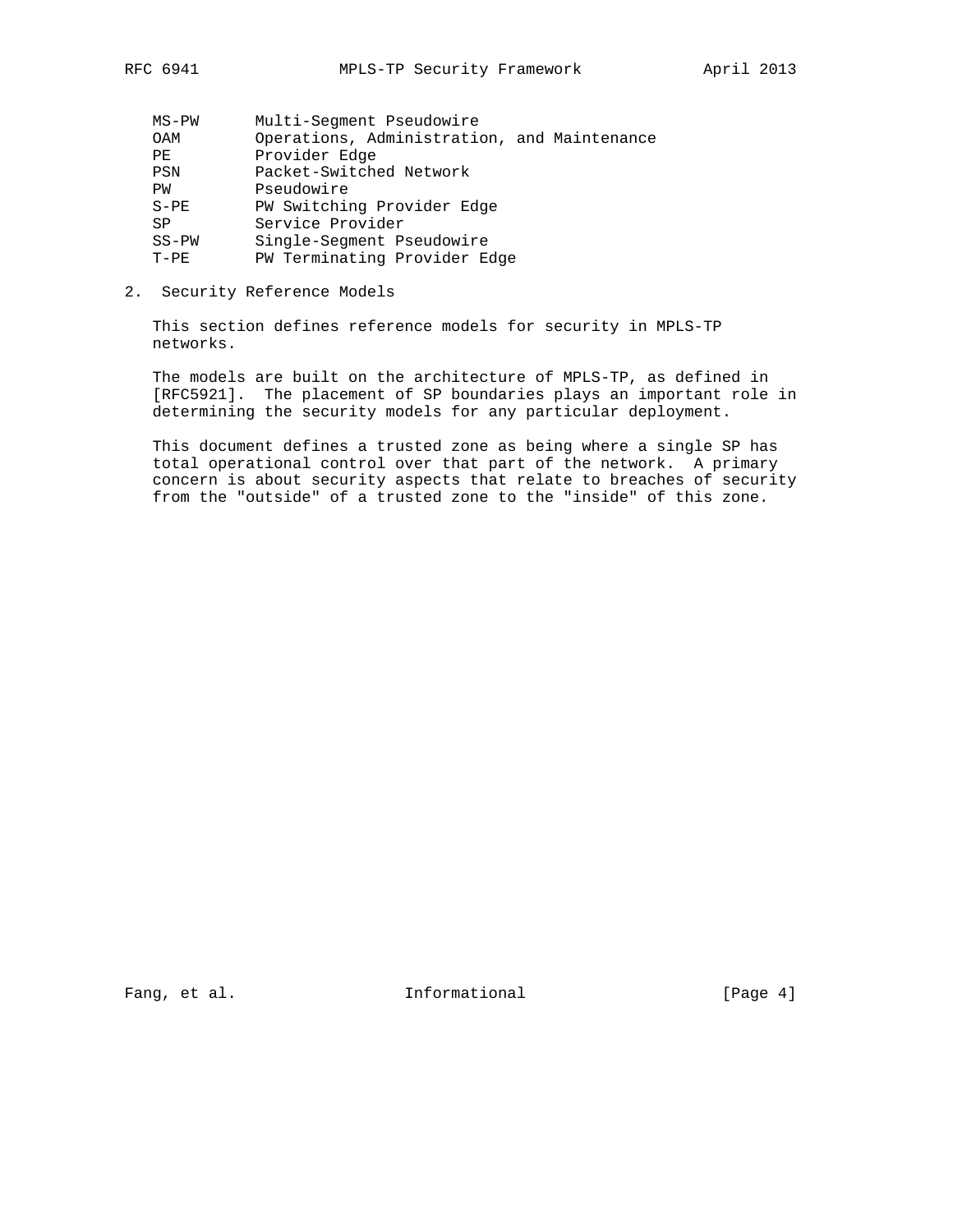| | |
|---|---|
| MS-PW | Multi-Segment Pseudowire |
| OAM | Operations, Administration, and Maintenance |
| PE | Provider Edge |
| PSN | Packet-Switched Network |
| PW | Pseudowire |
| S-PE | PW Switching Provider Edge |
| SP | Service Provider |
| SS-PW | Single-Segment Pseudowire |
| T-PE | PW Terminating Provider Edge |

## 2. Security Reference Models

This section defines reference models for security in MPLS-TP networks.

The models are built on the architecture of MPLS-TP, as defined in [RFC5921]. The placement of SP boundaries plays an important role in determining the security models for any particular deployment.

This document defines a trusted zone as being where a single SP has total operational control over that part of the network. A primary concern is about security aspects that relate to breaches of security from the "outside" of a trusted zone to the "inside" of this zone.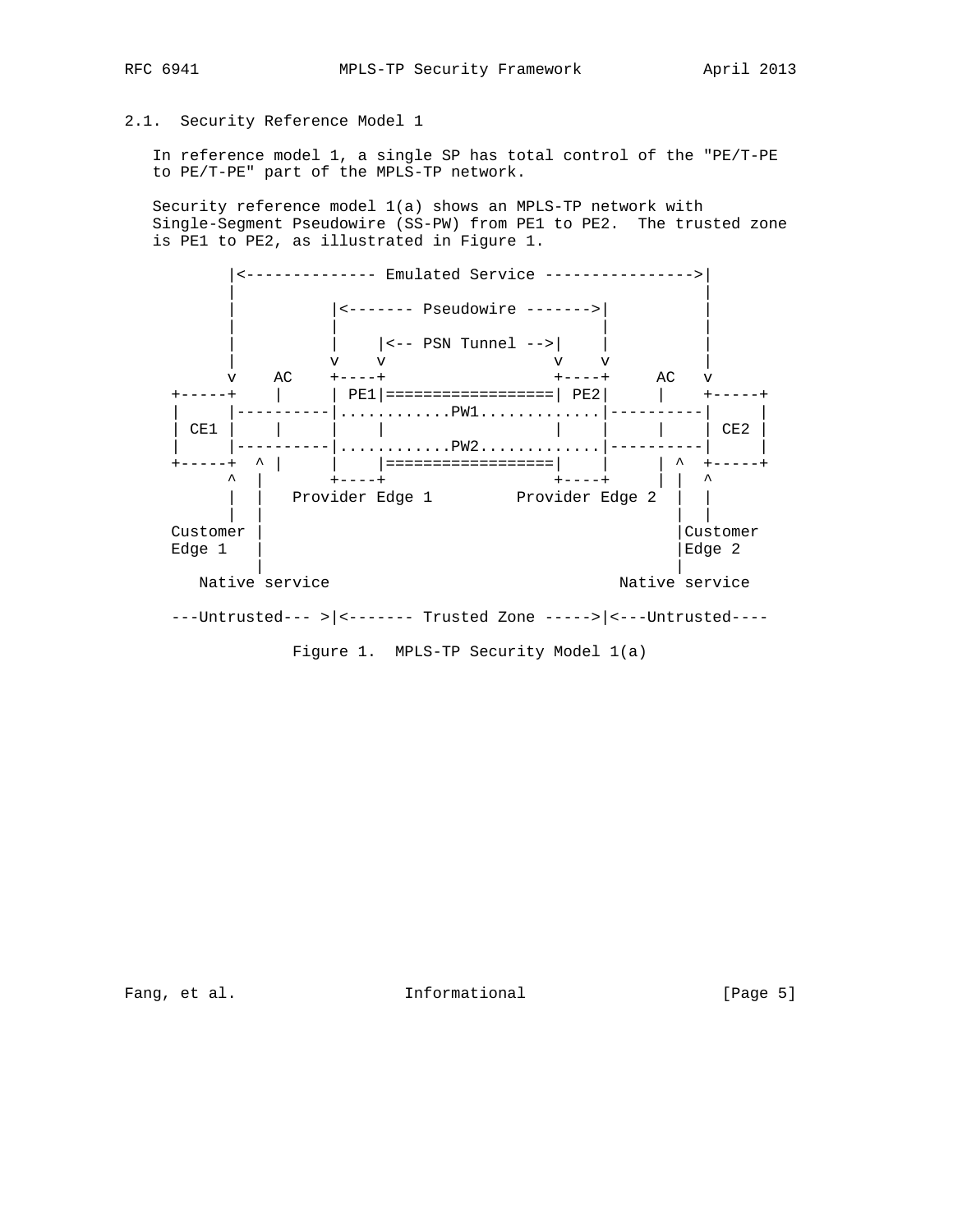### 2.1. Security Reference Model 1

In reference model 1, a single SP has total control of the "PE/T-PE to PE/T-PE" part of the MPLS-TP network.

Security reference model 1(a) shows an MPLS-TP network with Single-Segment Pseudowire (SS-PW) from PE1 to PE2. The trusted zone is PE1 to PE2, as illustrated in Figure 1.

```
       |<-------------- Emulated Service ---------------->|
       |                                                  |
       |          |<------- Pseudowire ------->|          |
       |          |                            |          |
       |          |    |<-- PSN Tunnel -->|    |          |
       |          v    v                  v    v          |
       v    AC    +----+                  +----+     AC   v
 +-----+    |     | PE1|==================| PE2|     |    +-----+
 |     |----------|............PW1.............|----------|     |
 | CE1 |    |     |    |                  |    |     |    | CE2 |
 |     |----------|............PW2.............|----------|     |
 +-----+  ^ |     |    |==================|    |     | ^  +-----+
       ^  |       +----+                  +----+     | |  ^
       |  |   Provider Edge 1        Provider Edge 2  |  |
       |  |                                           |  |
 Customer |                                           |Customer
 Edge 1   |                                           |Edge 2
          |                                           |
    Native service                             Native service

 ---Untrusted--- >|<------- Trusted Zone ----->|<---Untrusted----
```

Figure 1. MPLS-TP Security Model 1(a)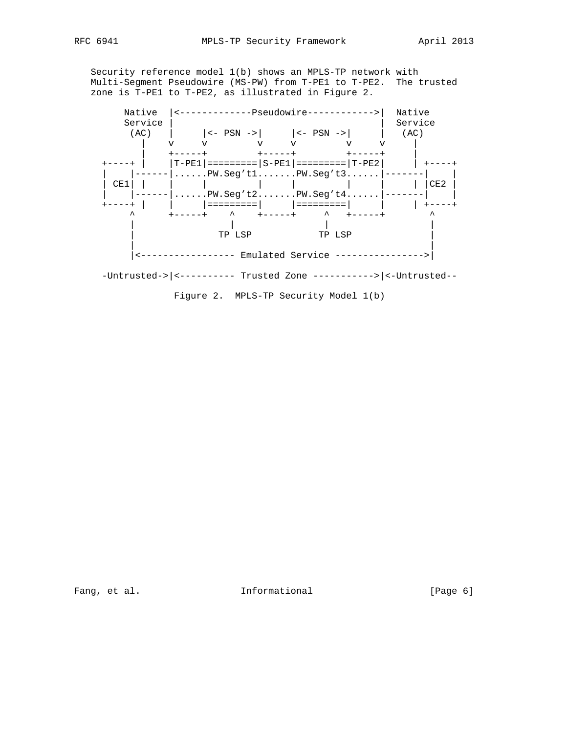Security reference model 1(b) shows an MPLS-TP network with Multi-Segment Pseudowire (MS-PW) from T-PE1 to T-PE2. The trusted zone is T-PE1 to T-PE2, as illustrated in Figure 2.

```
      Native  |<-------------Pseudowire------------>|  Native
      Service |                                     |  Service
       (AC)   |     |<- PSN ->|     |<- PSN ->|     |   (AC)
         |    v     v         v     v         v     v     |
         |    +-----+         +-----+         +-----+     |
   +----+ |    |T-PE1|=========|S-PE1|=========|T-PE2|     | +----+
   |    |------|......PW.Seg't1.......PW.Seg't3......|-------|    |
   | CE1| |    |     |         |     |         |     |     | |CE2 |
   |    |------|......PW.Seg't2.......PW.Seg't4......|-------|    |
   +----+ |    |     |=========|     |=========|     |     | +----+
        ^      +-----+    ^    +-----+     ^   +-----+        ^
        |                 |                |                  |
        |              TP LSP           TP LSP                |
        |                                                     |
        |<----------------- Emulated Service ---------------->|

   -Untrusted->|<---------- Trusted Zone ----------->|<-Untrusted--
```

Figure 2. MPLS-TP Security Model 1(b)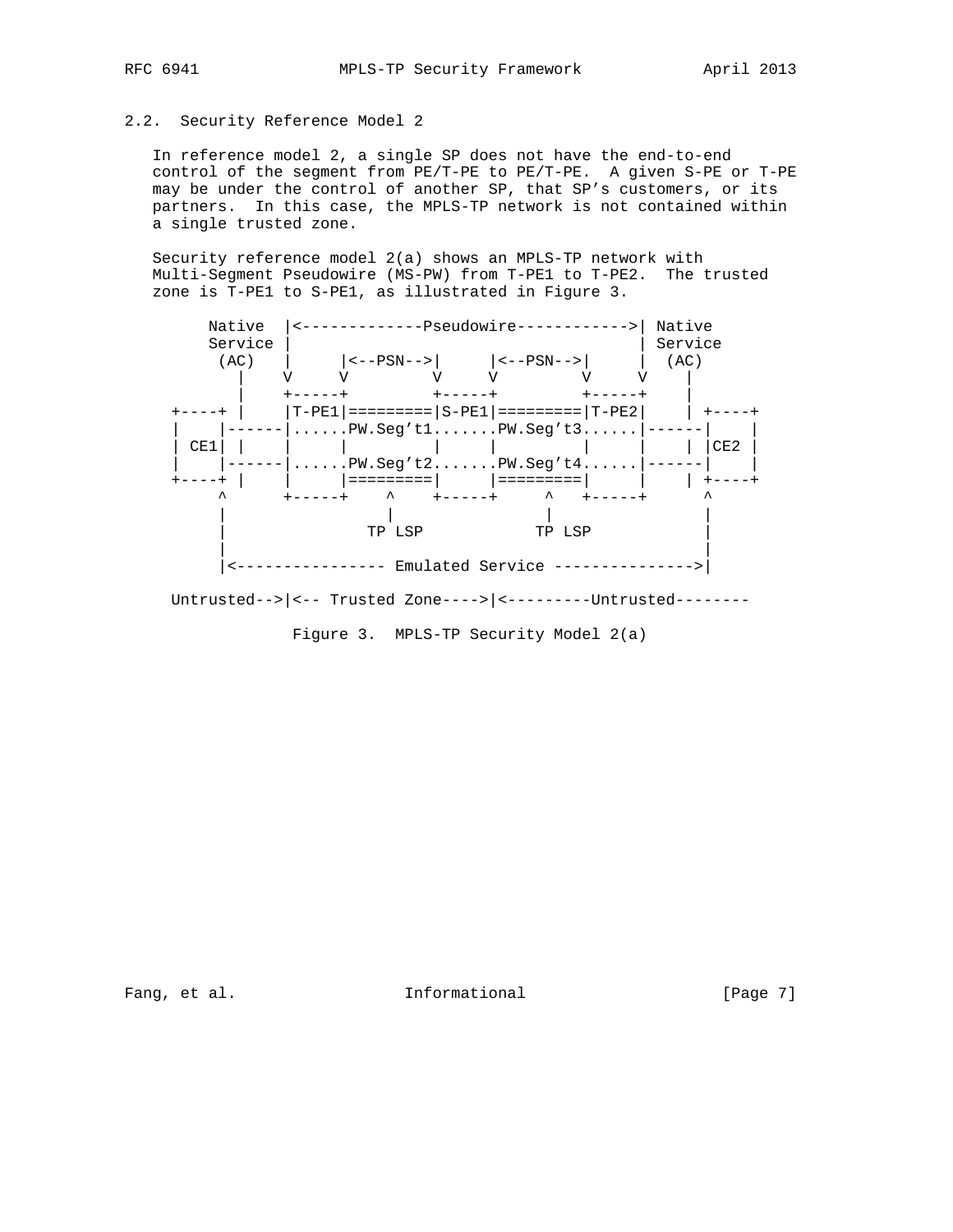## 2.2. Security Reference Model 2

In reference model 2, a single SP does not have the end-to-end control of the segment from PE/T-PE to PE/T-PE. A given S-PE or T-PE may be under the control of another SP, that SP's customers, or its partners. In this case, the MPLS-TP network is not contained within a single trusted zone.

Security reference model 2(a) shows an MPLS-TP network with Multi-Segment Pseudowire (MS-PW) from T-PE1 to T-PE2. The trusted zone is T-PE1 to S-PE1, as illustrated in Figure 3.

```
    Native  |<-------------Pseudowire------------>| Native
    Service |                                      | Service
     (AC)   |     |<--PSN-->|     |<--PSN-->|     |  (AC)
       |    V     V         V     V         V     V    |
       |    +-----+         +-----+         +-----+    |
+----+ |    |T-PE1|=========|S-PE1|=========|T-PE2|    | +----+
|    |------|......PW.Seg't1.......PW.Seg't3......|------|    |
| CE1| |    |     |         |     |         |     |    | |CE2 |
|    |------|......PW.Seg't2.......PW.Seg't4......|------|    |
+----+ |    |     |=========|     |=========|     |    | +----+
     ^      +-----+    ^    +-----+     ^   +-----+      ^
     |                 |                |                |
     |              TP LSP           TP LSP              |
     |                                                   |
     |<---------------- Emulated Service --------------->|

Untrusted-->|<-- Trusted Zone---->|<---------Untrusted--------
```

Figure 3. MPLS-TP Security Model 2(a)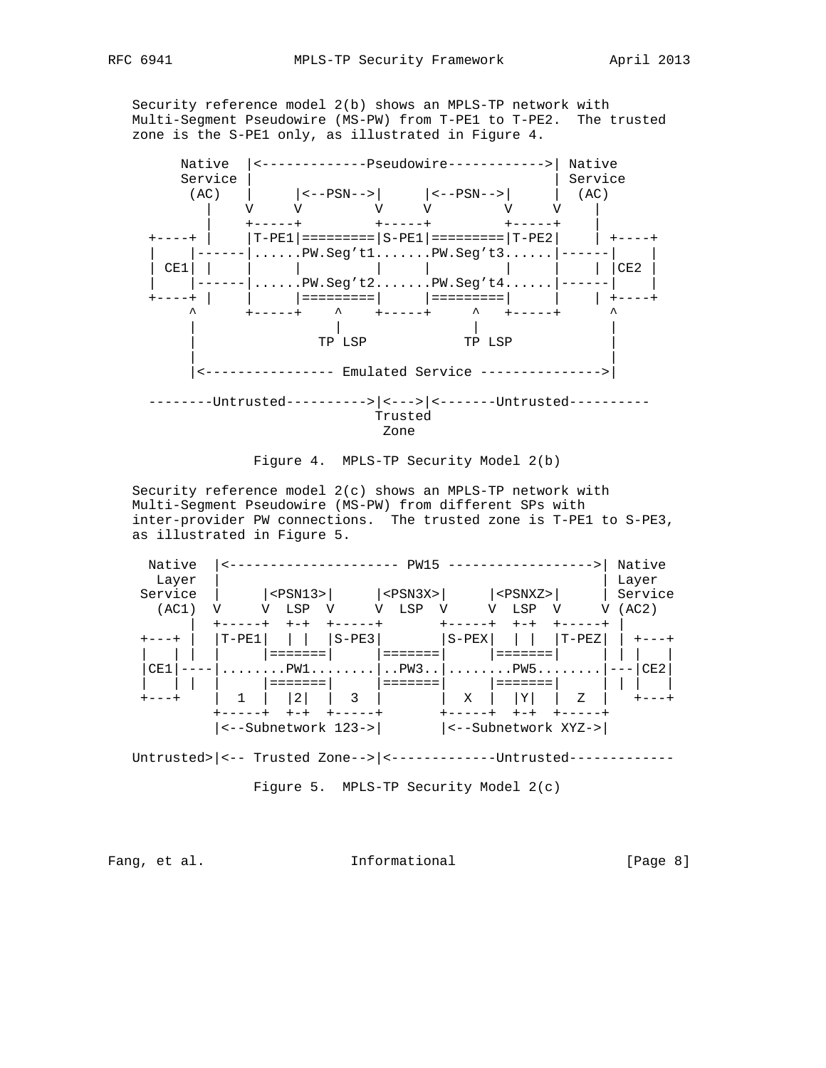Security reference model 2(b) shows an MPLS-TP network with Multi-Segment Pseudowire (MS-PW) from T-PE1 to T-PE2. The trusted zone is the S-PE1 only, as illustrated in Figure 4.

```
      Native  |<-------------Pseudowire------------>| Native
      Service |                                     | Service
       (AC)   |     |<--PSN-->|     |<--PSN-->|     |  (AC)
         |    V     V         V     V         V     V    |
         |    +-----+         +-----+         +-----+    |
  +----+ |    |T-PE1|=========|S-PE1|=========|T-PE2|    | +----+
  |    |------|......PW.Seg't1.......PW.Seg't3......|------|    |
  | CE1| |    |     |         |     |         |     |    | |CE2 |
  |    |------|......PW.Seg't2.......PW.Seg't4......|------|    |
  +----+ |    |     |=========|     |=========|     |    | +----+
       ^      +-----+    ^    +-----+     ^   +-----+      ^
       |                 |                |                |
       |              TP LSP           TP LSP              |
       |                                                   |
       |<---------------- Emulated Service --------------->|

  --------Untrusted---------->|<--->|<-------Untrusted----------
                               Trusted
                                Zone
```

Figure 4. MPLS-TP Security Model 2(b)

Security reference model 2(c) shows an MPLS-TP network with Multi-Segment Pseudowire (MS-PW) from different SPs with inter-provider PW connections. The trusted zone is T-PE1 to S-PE3, as illustrated in Figure 5.

```
  Native  |<--------------------- PW15 ------------------>| Native
   Layer  |                                               | Layer
 Service  |     |<PSN13>|     |<PSN3X>|     |<PSNXZ>|     | Service
   (AC1)  V     V  LSP  V     V  LSP  V     V  LSP  V     V (AC2)
       |  +-----+  +-+  +-----+       +-----+  +-+  +-----+ |
 +---+ |  |T-PE1|  | |  |S-PE3|       |S-PEX|  | |  |T-PEZ| | +---+
 |   | |  |     |=======|     |=======|     |=======|     | | |   |
 |CE1|----|........PW1........|..PW3..|........PW5........|---|CE2|
 |   | |  |     |=======|     |=======|     |=======|     | | |   |
 +---+    |  1  |  |2|  |  3  |       |  X  |  |Y|  |  Z  |   +---+
          +-----+  +-+  +-----+       +-----+  +-+  +-----+
          |<--Subnetwork 123->|       |<--Subnetwork XYZ->|

Untrusted>|<-- Trusted Zone-->|<-------------Untrusted-------------
```

Figure 5. MPLS-TP Security Model 2(c)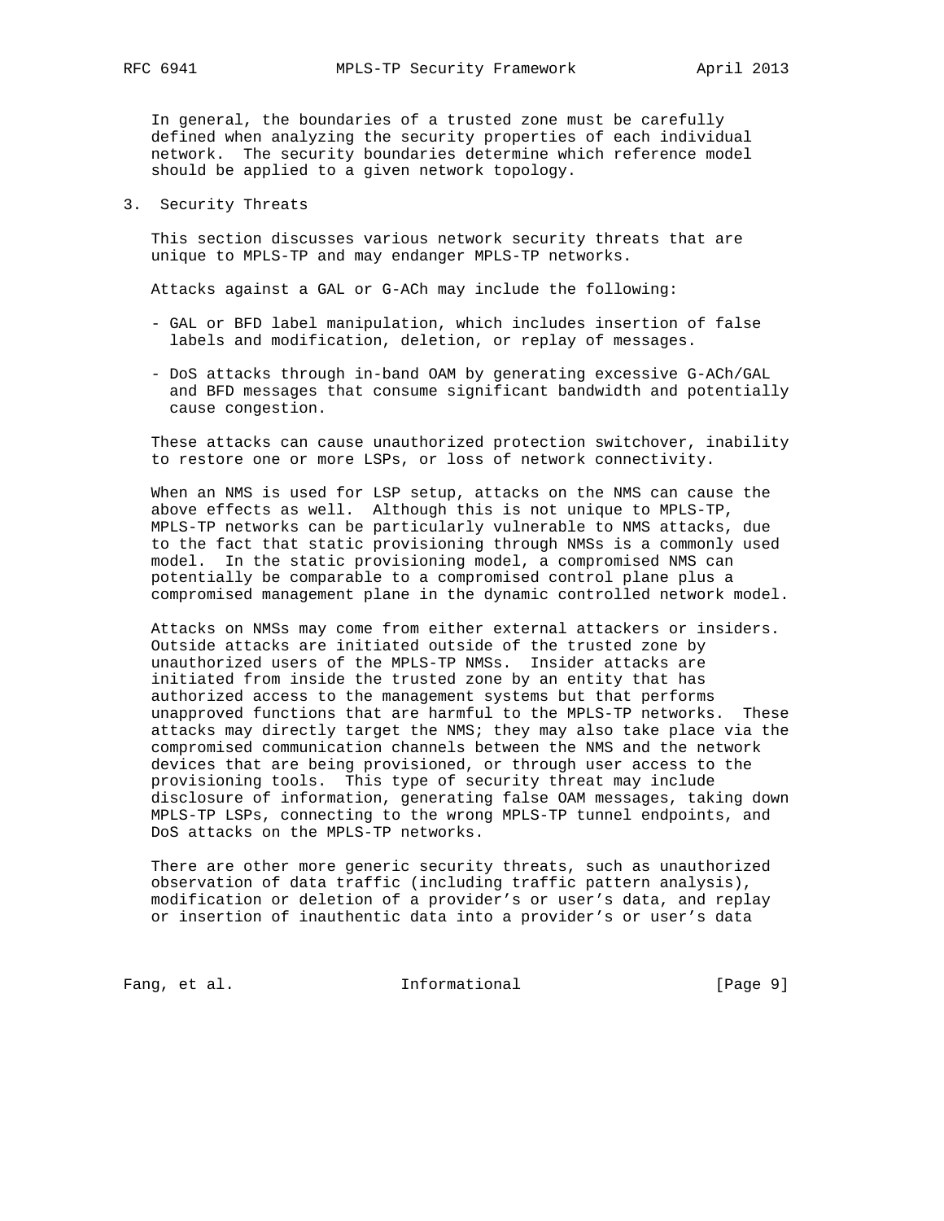In general, the boundaries of a trusted zone must be carefully defined when analyzing the security properties of each individual network. The security boundaries determine which reference model should be applied to a given network topology.

## 3. Security Threats

This section discusses various network security threats that are unique to MPLS-TP and may endanger MPLS-TP networks.

Attacks against a GAL or G-ACh may include the following:

- GAL or BFD label manipulation, which includes insertion of false labels and modification, deletion, or replay of messages.

- DoS attacks through in-band OAM by generating excessive G-ACh/GAL and BFD messages that consume significant bandwidth and potentially cause congestion.

These attacks can cause unauthorized protection switchover, inability to restore one or more LSPs, or loss of network connectivity.

When an NMS is used for LSP setup, attacks on the NMS can cause the above effects as well. Although this is not unique to MPLS-TP, MPLS-TP networks can be particularly vulnerable to NMS attacks, due to the fact that static provisioning through NMSs is a commonly used model. In the static provisioning model, a compromised NMS can potentially be comparable to a compromised control plane plus a compromised management plane in the dynamic controlled network model.

Attacks on NMSs may come from either external attackers or insiders. Outside attacks are initiated outside of the trusted zone by unauthorized users of the MPLS-TP NMSs. Insider attacks are initiated from inside the trusted zone by an entity that has authorized access to the management systems but that performs unapproved functions that are harmful to the MPLS-TP networks. These attacks may directly target the NMS; they may also take place via the compromised communication channels between the NMS and the network devices that are being provisioned, or through user access to the provisioning tools. This type of security threat may include disclosure of information, generating false OAM messages, taking down MPLS-TP LSPs, connecting to the wrong MPLS-TP tunnel endpoints, and DoS attacks on the MPLS-TP networks.

There are other more generic security threats, such as unauthorized observation of data traffic (including traffic pattern analysis), modification or deletion of a provider's or user's data, and replay or insertion of inauthentic data into a provider's or user's data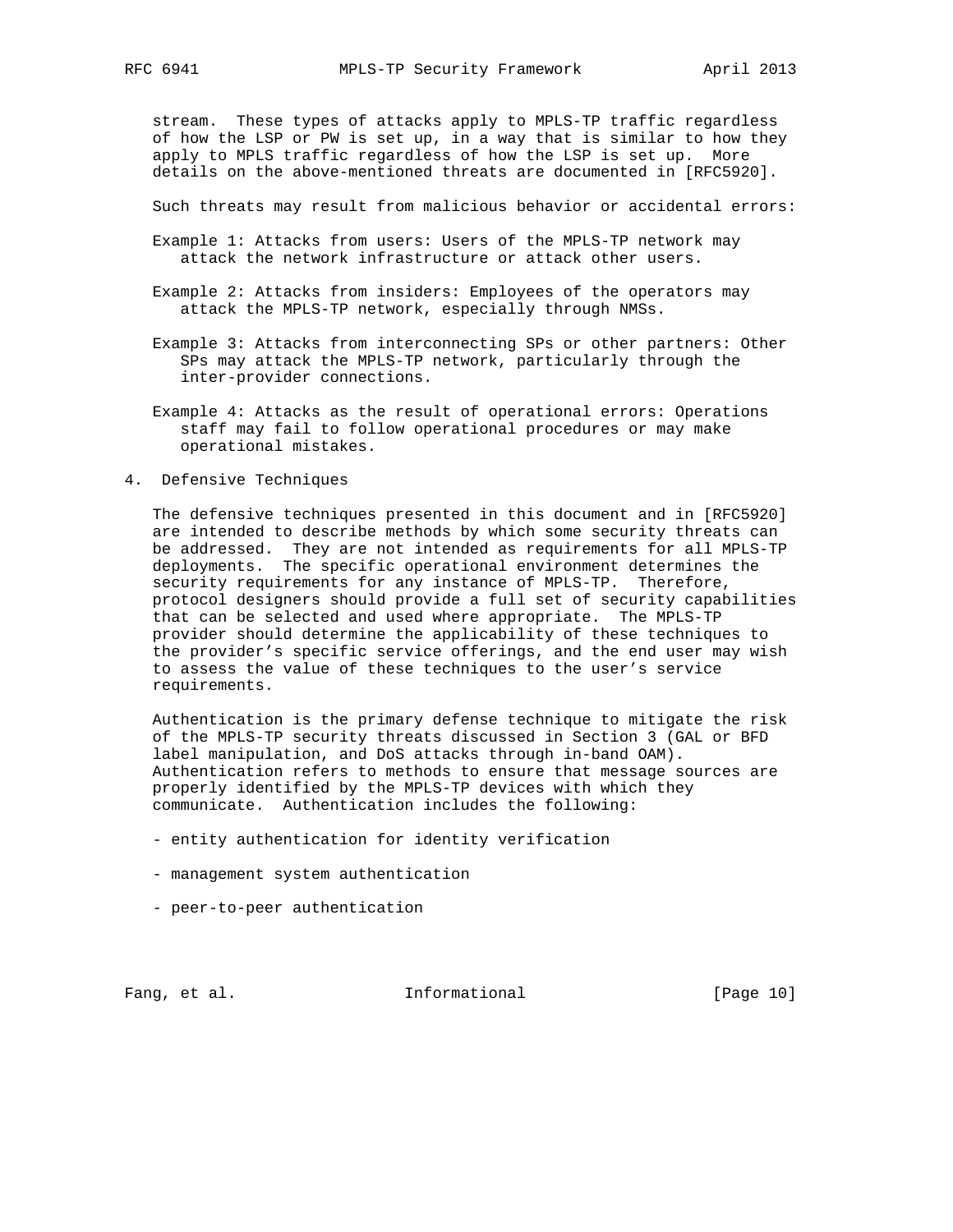stream. These types of attacks apply to MPLS-TP traffic regardless of how the LSP or PW is set up, in a way that is similar to how they apply to MPLS traffic regardless of how the LSP is set up. More details on the above-mentioned threats are documented in [RFC5920].

Such threats may result from malicious behavior or accidental errors:

Example 1: Attacks from users: Users of the MPLS-TP network may attack the network infrastructure or attack other users.

Example 2: Attacks from insiders: Employees of the operators may attack the MPLS-TP network, especially through NMSs.

Example 3: Attacks from interconnecting SPs or other partners: Other SPs may attack the MPLS-TP network, particularly through the inter-provider connections.

Example 4: Attacks as the result of operational errors: Operations staff may fail to follow operational procedures or may make operational mistakes.

## 4. Defensive Techniques

The defensive techniques presented in this document and in [RFC5920] are intended to describe methods by which some security threats can be addressed. They are not intended as requirements for all MPLS-TP deployments. The specific operational environment determines the security requirements for any instance of MPLS-TP. Therefore, protocol designers should provide a full set of security capabilities that can be selected and used where appropriate. The MPLS-TP provider should determine the applicability of these techniques to the provider's specific service offerings, and the end user may wish to assess the value of these techniques to the user's service requirements.

Authentication is the primary defense technique to mitigate the risk of the MPLS-TP security threats discussed in Section 3 (GAL or BFD label manipulation, and DoS attacks through in-band OAM). Authentication refers to methods to ensure that message sources are properly identified by the MPLS-TP devices with which they communicate. Authentication includes the following:

- entity authentication for identity verification

- management system authentication

- peer-to-peer authentication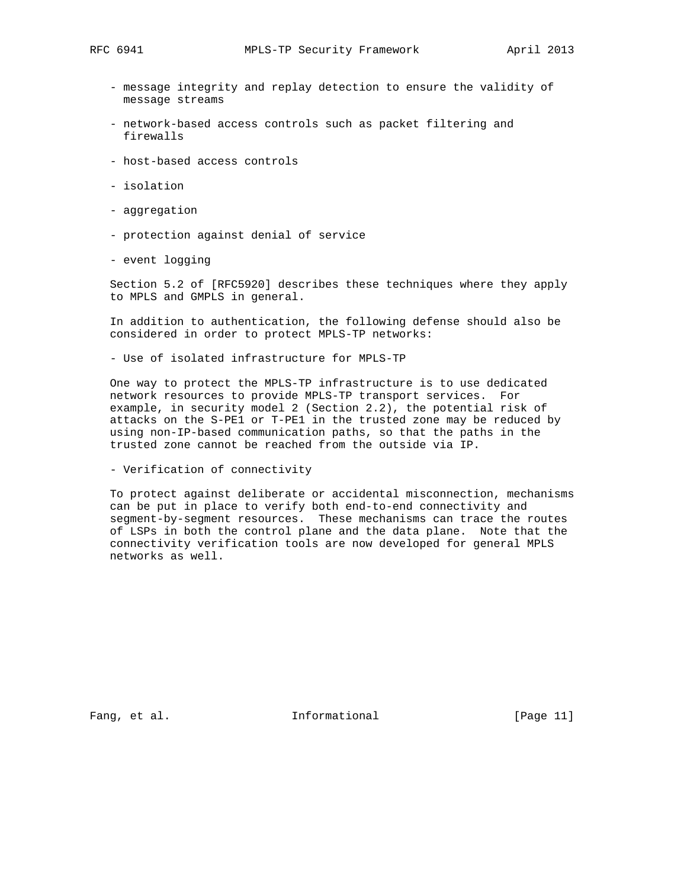- message integrity and replay detection to ensure the validity of message streams

- network-based access controls such as packet filtering and firewalls

- host-based access controls

- isolation

- aggregation

- protection against denial of service

- event logging

Section 5.2 of [RFC5920] describes these techniques where they apply to MPLS and GMPLS in general.

In addition to authentication, the following defense should also be considered in order to protect MPLS-TP networks:

- Use of isolated infrastructure for MPLS-TP

One way to protect the MPLS-TP infrastructure is to use dedicated network resources to provide MPLS-TP transport services. For example, in security model 2 (Section 2.2), the potential risk of attacks on the S-PE1 or T-PE1 in the trusted zone may be reduced by using non-IP-based communication paths, so that the paths in the trusted zone cannot be reached from the outside via IP.

- Verification of connectivity

To protect against deliberate or accidental misconnection, mechanisms can be put in place to verify both end-to-end connectivity and segment-by-segment resources. These mechanisms can trace the routes of LSPs in both the control plane and the data plane. Note that the connectivity verification tools are now developed for general MPLS networks as well.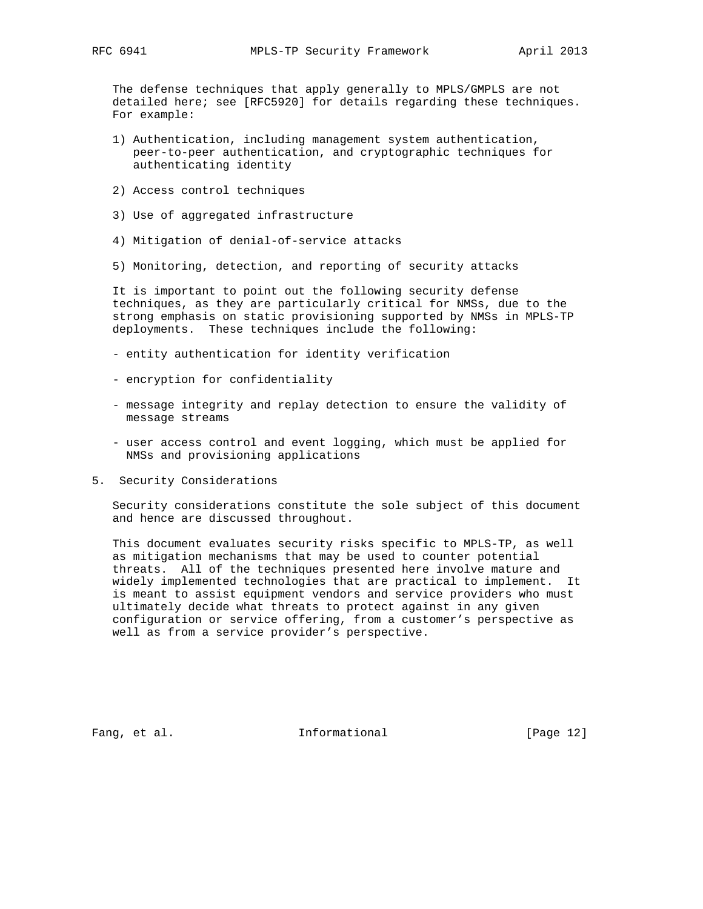The defense techniques that apply generally to MPLS/GMPLS are not detailed here; see [RFC5920] for details regarding these techniques. For example:

1) Authentication, including management system authentication, peer-to-peer authentication, and cryptographic techniques for authenticating identity

2) Access control techniques

3) Use of aggregated infrastructure

4) Mitigation of denial-of-service attacks

5) Monitoring, detection, and reporting of security attacks

It is important to point out the following security defense techniques, as they are particularly critical for NMSs, due to the strong emphasis on static provisioning supported by NMSs in MPLS-TP deployments. These techniques include the following:

- entity authentication for identity verification

- encryption for confidentiality

- message integrity and replay detection to ensure the validity of message streams

- user access control and event logging, which must be applied for NMSs and provisioning applications

## 5. Security Considerations

Security considerations constitute the sole subject of this document and hence are discussed throughout.

This document evaluates security risks specific to MPLS-TP, as well as mitigation mechanisms that may be used to counter potential threats. All of the techniques presented here involve mature and widely implemented technologies that are practical to implement. It is meant to assist equipment vendors and service providers who must ultimately decide what threats to protect against in any given configuration or service offering, from a customer's perspective as well as from a service provider's perspective.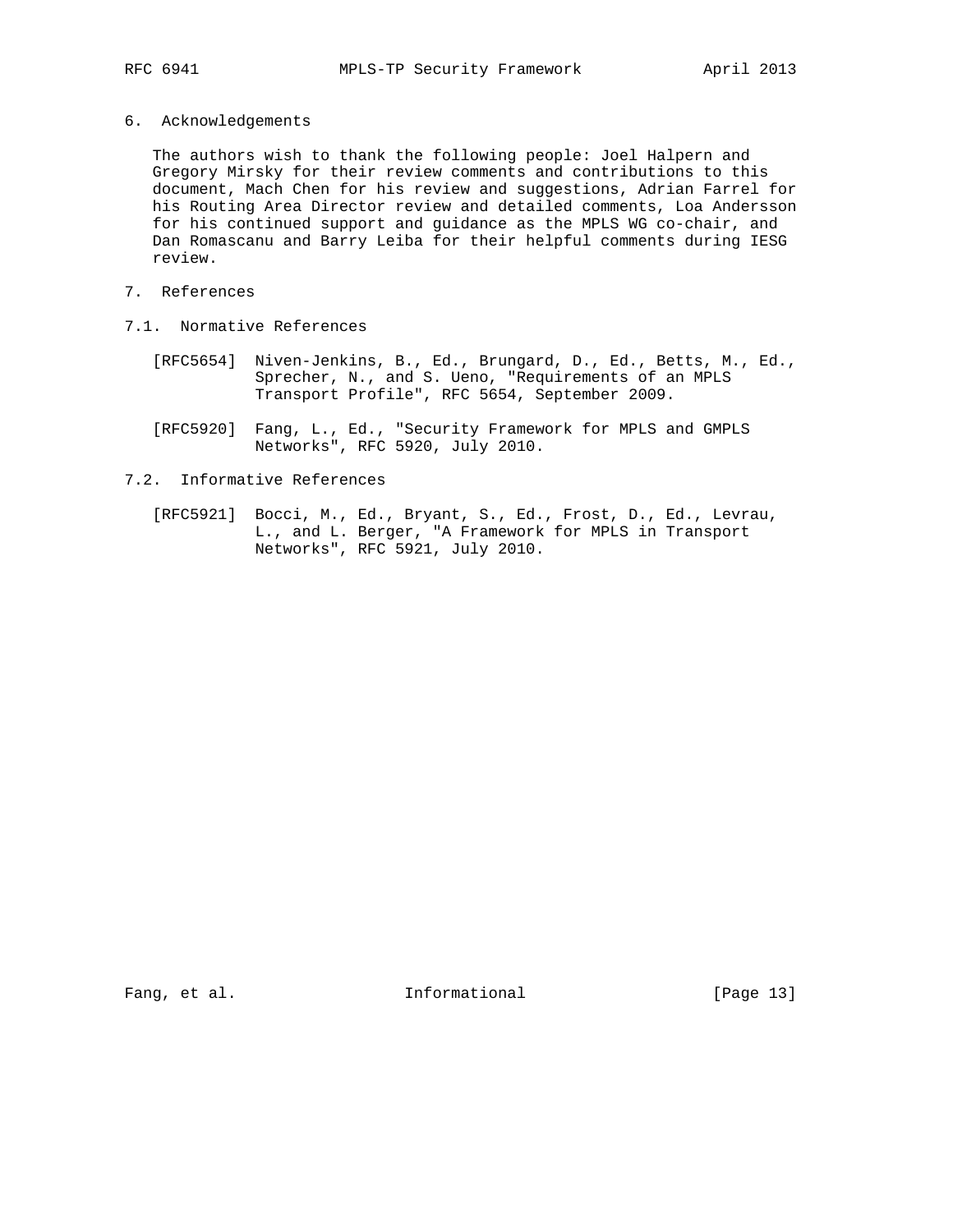## 6. Acknowledgements

The authors wish to thank the following people: Joel Halpern and Gregory Mirsky for their review comments and contributions to this document, Mach Chen for his review and suggestions, Adrian Farrel for his Routing Area Director review and detailed comments, Loa Andersson for his continued support and guidance as the MPLS WG co-chair, and Dan Romascanu and Barry Leiba for their helpful comments during IESG review.

## 7. References

### 7.1. Normative References

[RFC5654] Niven-Jenkins, B., Ed., Brungard, D., Ed., Betts, M., Ed., Sprecher, N., and S. Ueno, "Requirements of an MPLS Transport Profile", RFC 5654, September 2009.

[RFC5920] Fang, L., Ed., "Security Framework for MPLS and GMPLS Networks", RFC 5920, July 2010.

### 7.2. Informative References

[RFC5921] Bocci, M., Ed., Bryant, S., Ed., Frost, D., Ed., Levrau, L., and L. Berger, "A Framework for MPLS in Transport Networks", RFC 5921, July 2010.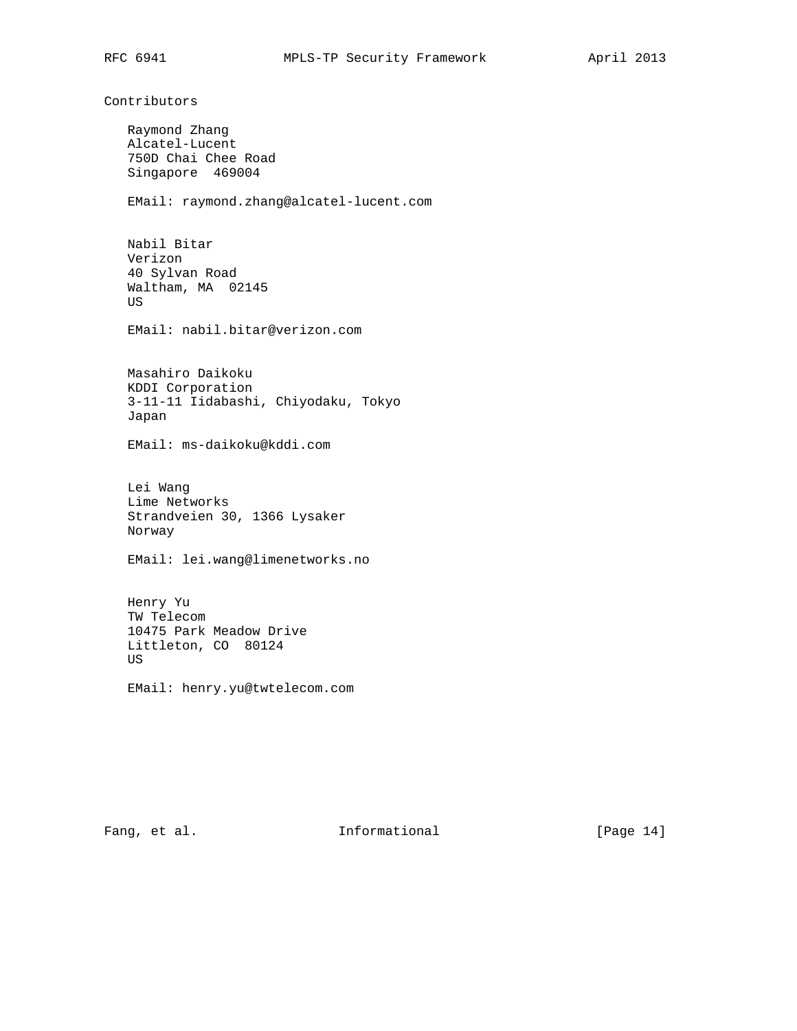## Contributors

Raymond Zhang
Alcatel-Lucent
750D Chai Chee Road
Singapore 469004

EMail: raymond.zhang@alcatel-lucent.com

Nabil Bitar
Verizon
40 Sylvan Road
Waltham, MA 02145
US

EMail: nabil.bitar@verizon.com

Masahiro Daikoku
KDDI Corporation
3-11-11 Iidabashi, Chiyodaku, Tokyo
Japan

EMail: ms-daikoku@kddi.com

Lei Wang
Lime Networks
Strandveien 30, 1366 Lysaker
Norway

EMail: lei.wang@limenetworks.no

Henry Yu
TW Telecom
10475 Park Meadow Drive
Littleton, CO 80124
US

EMail: henry.yu@twtelecom.com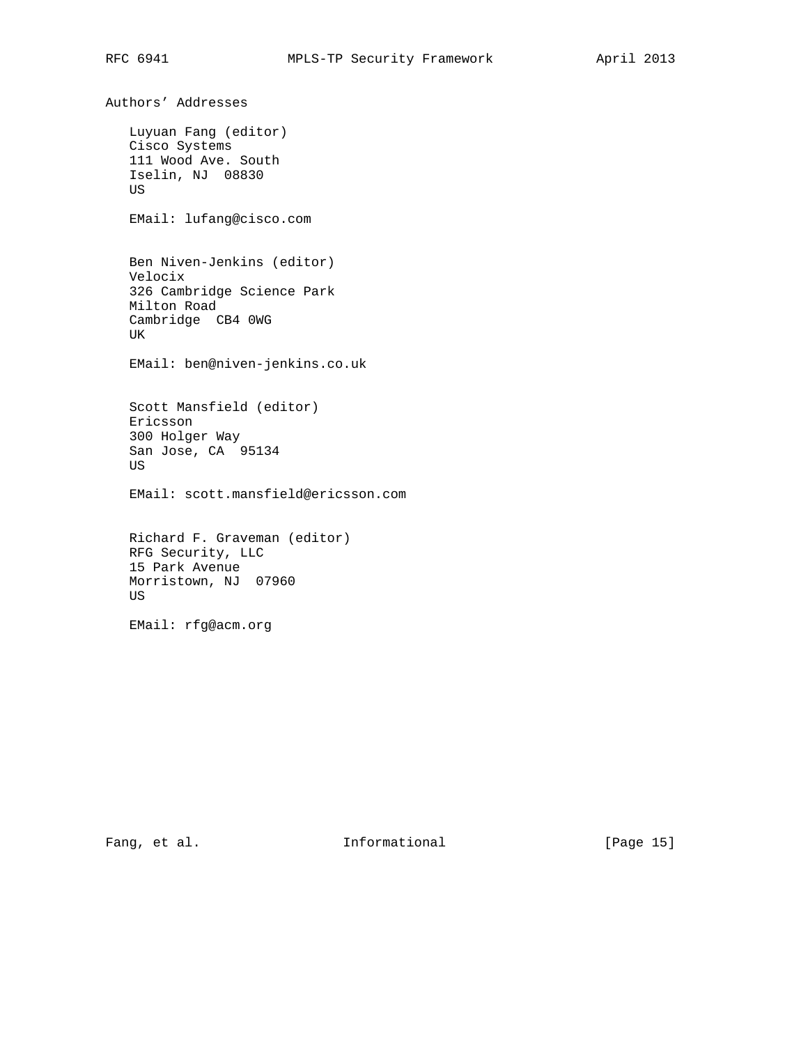## Authors' Addresses

Luyuan Fang (editor)
Cisco Systems
111 Wood Ave. South
Iselin, NJ  08830
US

EMail: lufang@cisco.com

Ben Niven-Jenkins (editor)
Velocix
326 Cambridge Science Park
Milton Road
Cambridge  CB4 0WG
UK

EMail: ben@niven-jenkins.co.uk

Scott Mansfield (editor)
Ericsson
300 Holger Way
San Jose, CA  95134
US

EMail: scott.mansfield@ericsson.com

Richard F. Graveman (editor)
RFG Security, LLC
15 Park Avenue
Morristown, NJ  07960
US

EMail: rfg@acm.org